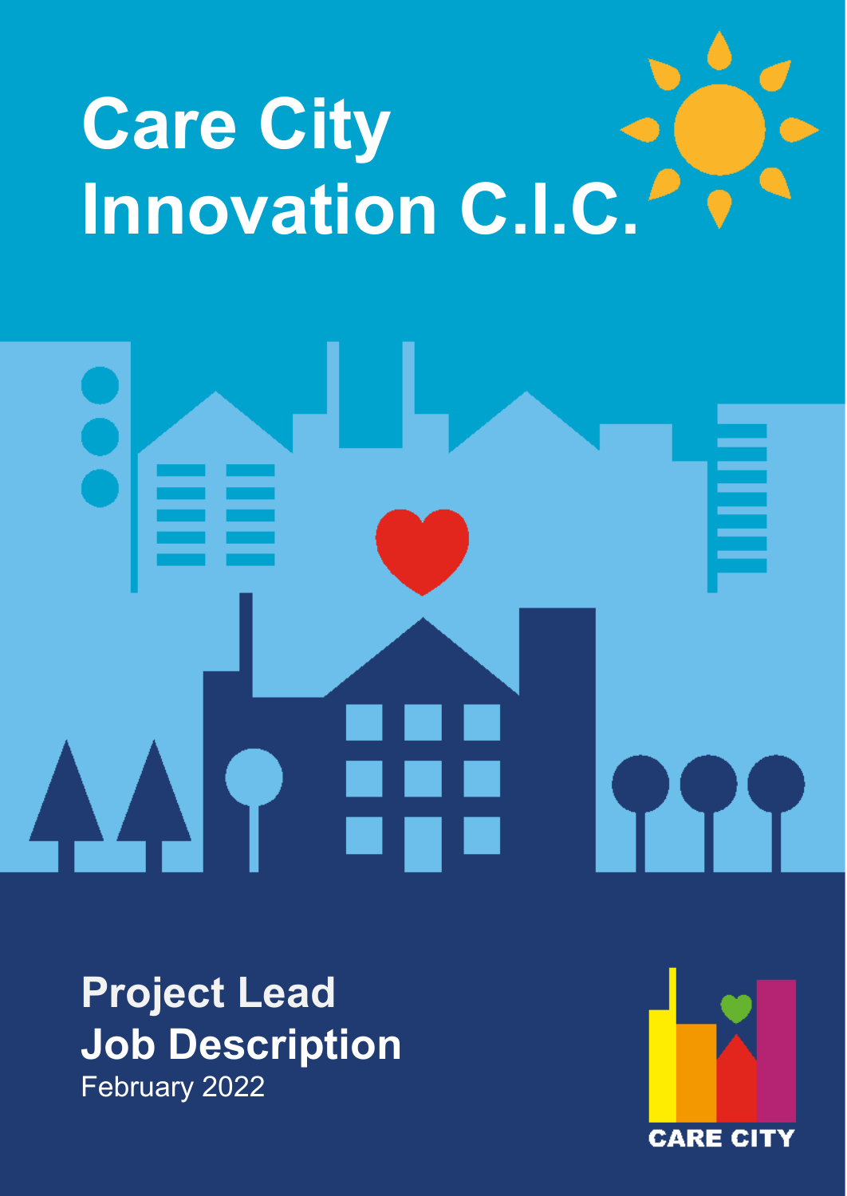# Care City Innovation C.I.C.

## Project Lead Job Description

February 2022

CARE CITY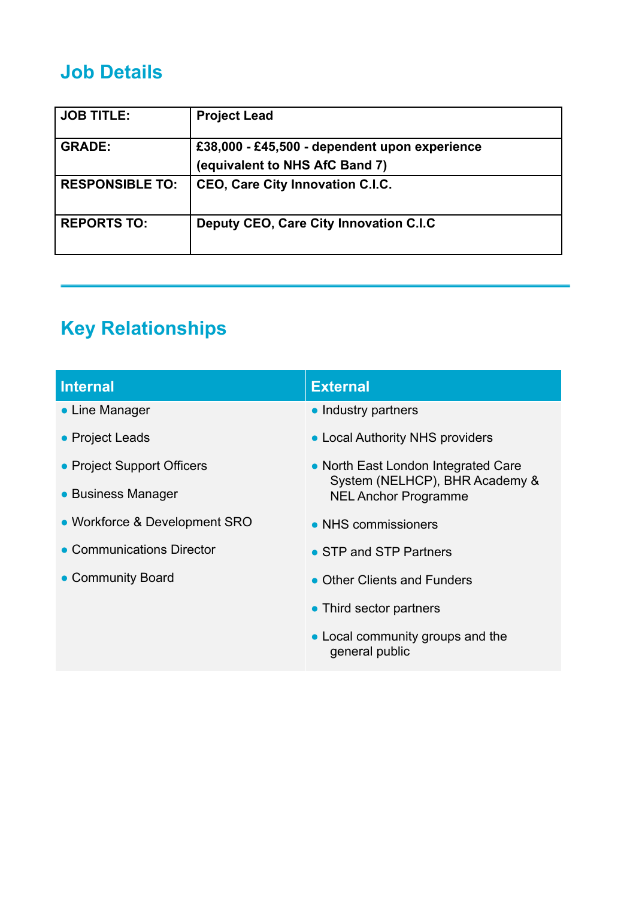## Job Details

| JOB TITLE: | Project Lead |
|---|---|
| GRADE: | £38,000 - £45,500 - dependent upon experience (equivalent to NHS AfC Band 7) |
| RESPONSIBLE TO: | CEO, Care City Innovation C.I.C. |
| REPORTS TO: | Deputy CEO, Care City Innovation C.I.C |

## Key Relationships

| Internal | External |
|---|---|
| • Line Manager | • Industry partners |
| • Project Leads | • Local Authority NHS providers |
| • Project Support Officers | • North East London Integrated Care System (NELHCP), BHR Academy & NEL Anchor Programme |
| • Business Manager | • NHS commissioners |
| • Workforce & Development SRO | • STP and STP Partners |
| • Communications Director | • Other Clients and Funders |
| • Community Board | • Third sector partners |
| | • Local community groups and the general public |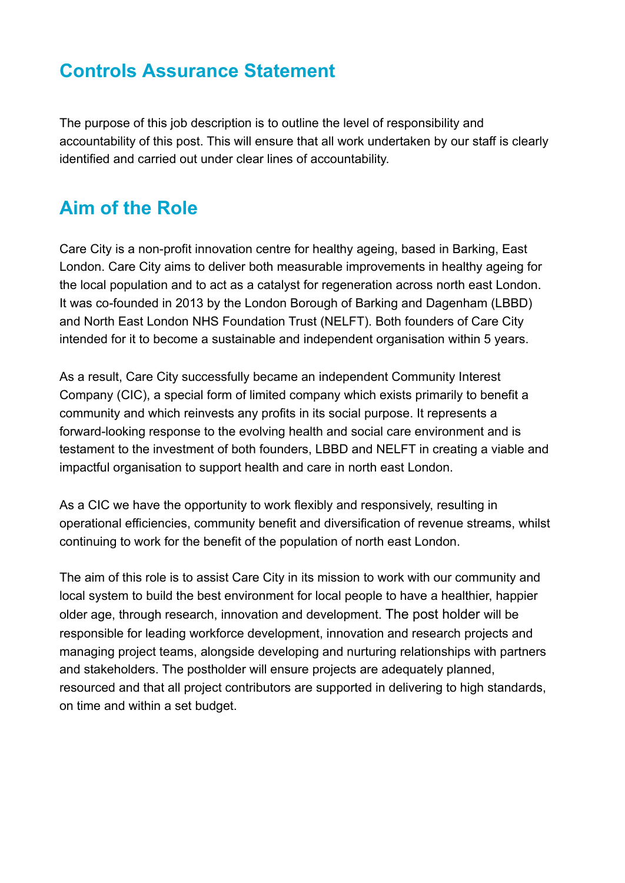## Controls Assurance Statement

The purpose of this job description is to outline the level of responsibility and accountability of this post. This will ensure that all work undertaken by our staff is clearly identified and carried out under clear lines of accountability.

## Aim of the Role

Care City is a non-profit innovation centre for healthy ageing, based in Barking, East London. Care City aims to deliver both measurable improvements in healthy ageing for the local population and to act as a catalyst for regeneration across north east London. It was co-founded in 2013 by the London Borough of Barking and Dagenham (LBBD) and North East London NHS Foundation Trust (NELFT). Both founders of Care City intended for it to become a sustainable and independent organisation within 5 years.

As a result, Care City successfully became an independent Community Interest Company (CIC), a special form of limited company which exists primarily to benefit a community and which reinvests any profits in its social purpose. It represents a forward-looking response to the evolving health and social care environment and is testament to the investment of both founders, LBBD and NELFT in creating a viable and impactful organisation to support health and care in north east London.

As a CIC we have the opportunity to work flexibly and responsively, resulting in operational efficiencies, community benefit and diversification of revenue streams, whilst continuing to work for the benefit of the population of north east London.

The aim of this role is to assist Care City in its mission to work with our community and local system to build the best environment for local people to have a healthier, happier older age, through research, innovation and development. The post holder will be responsible for leading workforce development, innovation and research projects and managing project teams, alongside developing and nurturing relationships with partners and stakeholders. The postholder will ensure projects are adequately planned, resourced and that all project contributors are supported in delivering to high standards, on time and within a set budget.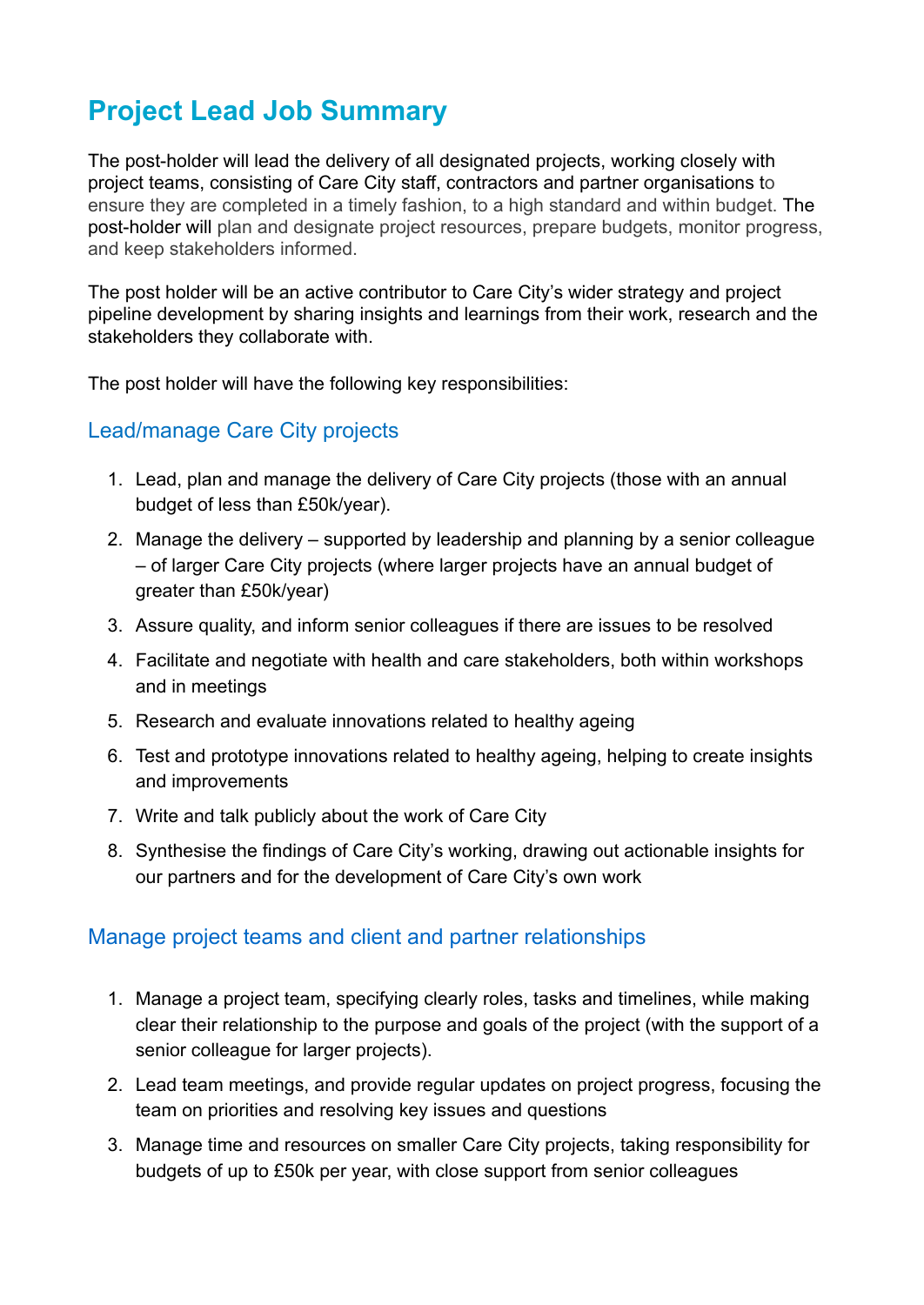# Project Lead Job Summary

The post-holder will lead the delivery of all designated projects, working closely with project teams, consisting of Care City staff, contractors and partner organisations to ensure they are completed in a timely fashion, to a high standard and within budget. The post-holder will plan and designate project resources, prepare budgets, monitor progress, and keep stakeholders informed.

The post holder will be an active contributor to Care City's wider strategy and project pipeline development by sharing insights and learnings from their work, research and the stakeholders they collaborate with.

The post holder will have the following key responsibilities:

## Lead/manage Care City projects

1. Lead, plan and manage the delivery of Care City projects (those with an annual budget of less than £50k/year).
2. Manage the delivery – supported by leadership and planning by a senior colleague – of larger Care City projects (where larger projects have an annual budget of greater than £50k/year)
3. Assure quality, and inform senior colleagues if there are issues to be resolved
4. Facilitate and negotiate with health and care stakeholders, both within workshops and in meetings
5. Research and evaluate innovations related to healthy ageing
6. Test and prototype innovations related to healthy ageing, helping to create insights and improvements
7. Write and talk publicly about the work of Care City
8. Synthesise the findings of Care City's working, drawing out actionable insights for our partners and for the development of Care City's own work

## Manage project teams and client and partner relationships

1. Manage a project team, specifying clearly roles, tasks and timelines, while making clear their relationship to the purpose and goals of the project (with the support of a senior colleague for larger projects).
2. Lead team meetings, and provide regular updates on project progress, focusing the team on priorities and resolving key issues and questions
3. Manage time and resources on smaller Care City projects, taking responsibility for budgets of up to £50k per year, with close support from senior colleagues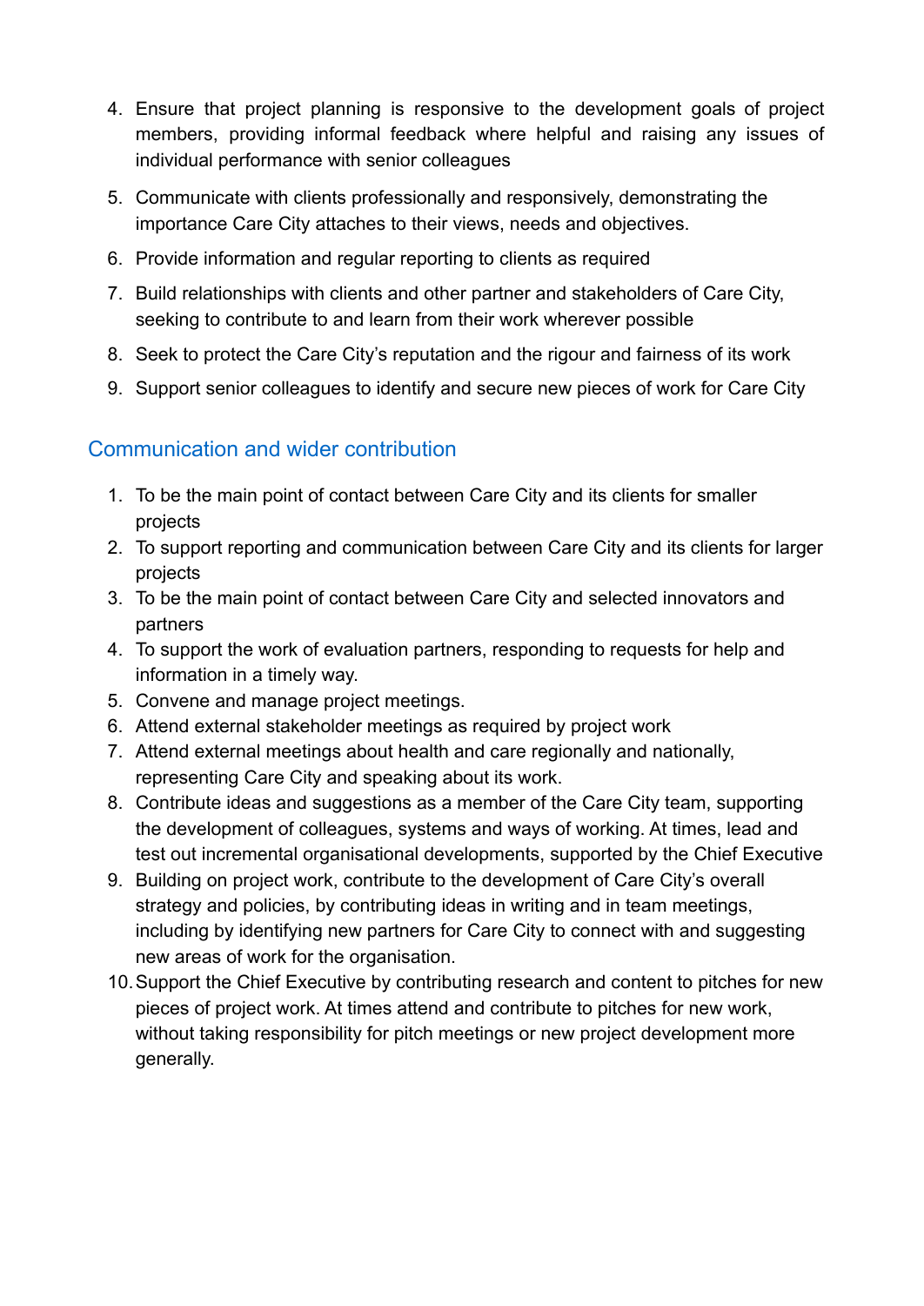4. Ensure that project planning is responsive to the development goals of project members, providing informal feedback where helpful and raising any issues of individual performance with senior colleagues
5. Communicate with clients professionally and responsively, demonstrating the importance Care City attaches to their views, needs and objectives.
6. Provide information and regular reporting to clients as required
7. Build relationships with clients and other partner and stakeholders of Care City, seeking to contribute to and learn from their work wherever possible
8. Seek to protect the Care City's reputation and the rigour and fairness of its work
9. Support senior colleagues to identify and secure new pieces of work for Care City

## Communication and wider contribution

1. To be the main point of contact between Care City and its clients for smaller projects
2. To support reporting and communication between Care City and its clients for larger projects
3. To be the main point of contact between Care City and selected innovators and partners
4. To support the work of evaluation partners, responding to requests for help and information in a timely way.
5. Convene and manage project meetings.
6. Attend external stakeholder meetings as required by project work
7. Attend external meetings about health and care regionally and nationally, representing Care City and speaking about its work.
8. Contribute ideas and suggestions as a member of the Care City team, supporting the development of colleagues, systems and ways of working. At times, lead and test out incremental organisational developments, supported by the Chief Executive
9. Building on project work, contribute to the development of Care City's overall strategy and policies, by contributing ideas in writing and in team meetings, including by identifying new partners for Care City to connect with and suggesting new areas of work for the organisation.
10. Support the Chief Executive by contributing research and content to pitches for new pieces of project work. At times attend and contribute to pitches for new work, without taking responsibility for pitch meetings or new project development more generally.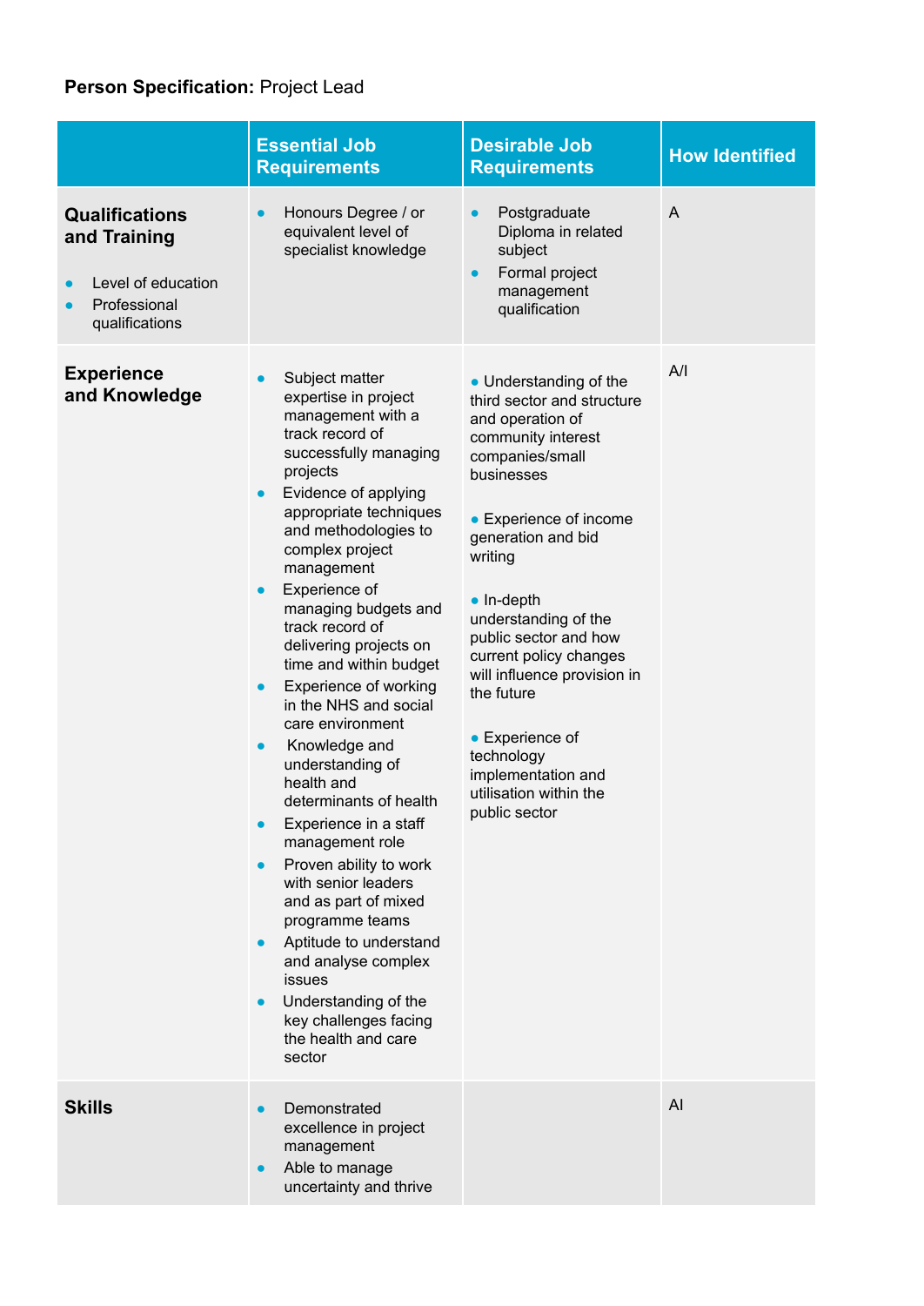**Person Specification:** Project Lead

| | Essential Job Requirements | Desirable Job Requirements | How Identified |
|---|---|---|---|
| **Qualifications and Training**<br>• Level of education<br>• Professional qualifications | • Honours Degree / or equivalent level of specialist knowledge | • Postgraduate Diploma in related subject<br>• Formal project management qualification | A |
| **Experience and Knowledge** | • Subject matter expertise in project management with a track record of successfully managing projects<br>• Evidence of applying appropriate techniques and methodologies to complex project management<br>• Experience of managing budgets and track record of delivering projects on time and within budget<br>• Experience of working in the NHS and social care environment<br>• Knowledge and understanding of health and determinants of health<br>• Experience in a staff management role<br>• Proven ability to work with senior leaders and as part of mixed programme teams<br>• Aptitude to understand and analyse complex issues<br>• Understanding of the key challenges facing the health and care sector | • Understanding of the third sector and structure and operation of community interest companies/small businesses<br>• Experience of income generation and bid writing<br>• In-depth understanding of the public sector and how current policy changes will influence provision in the future<br>• Experience of technology implementation and utilisation within the public sector | A/I |
| **Skills** | • Demonstrated excellence in project management<br>• Able to manage uncertainty and thrive | | AI |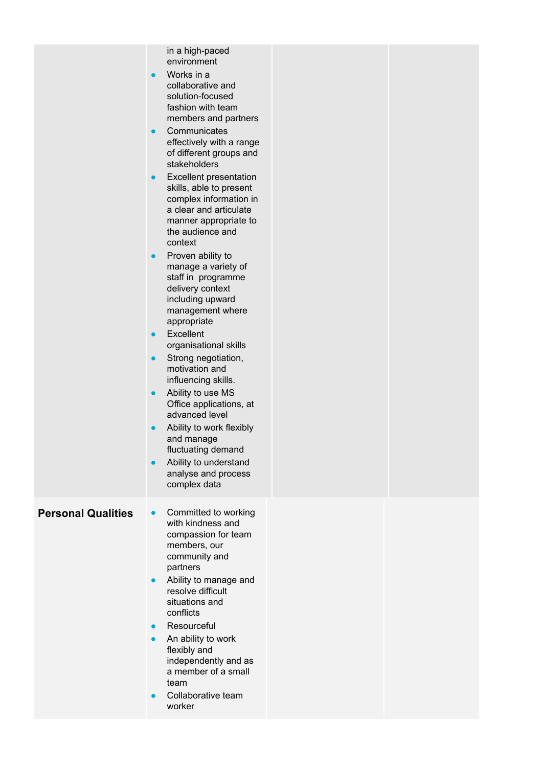| | | | |
|---|---|---|---|
| | in a high-paced environment<br>• Works in a collaborative and solution-focused fashion with team members and partners<br>• Communicates effectively with a range of different groups and stakeholders<br>• Excellent presentation skills, able to present complex information in a clear and articulate manner appropriate to the audience and context<br>• Proven ability to manage a variety of staff in programme delivery context including upward management where appropriate<br>• Excellent organisational skills<br>• Strong negotiation, motivation and influencing skills.<br>• Ability to use MS Office applications, at advanced level<br>• Ability to work flexibly and manage fluctuating demand<br>• Ability to understand analyse and process complex data | | |
| **Personal Qualities** | • Committed to working with kindness and compassion for team members, our community and partners<br>• Ability to manage and resolve difficult situations and conflicts<br>• Resourceful<br>• An ability to work flexibly and independently and as a member of a small team<br>• Collaborative team worker | | |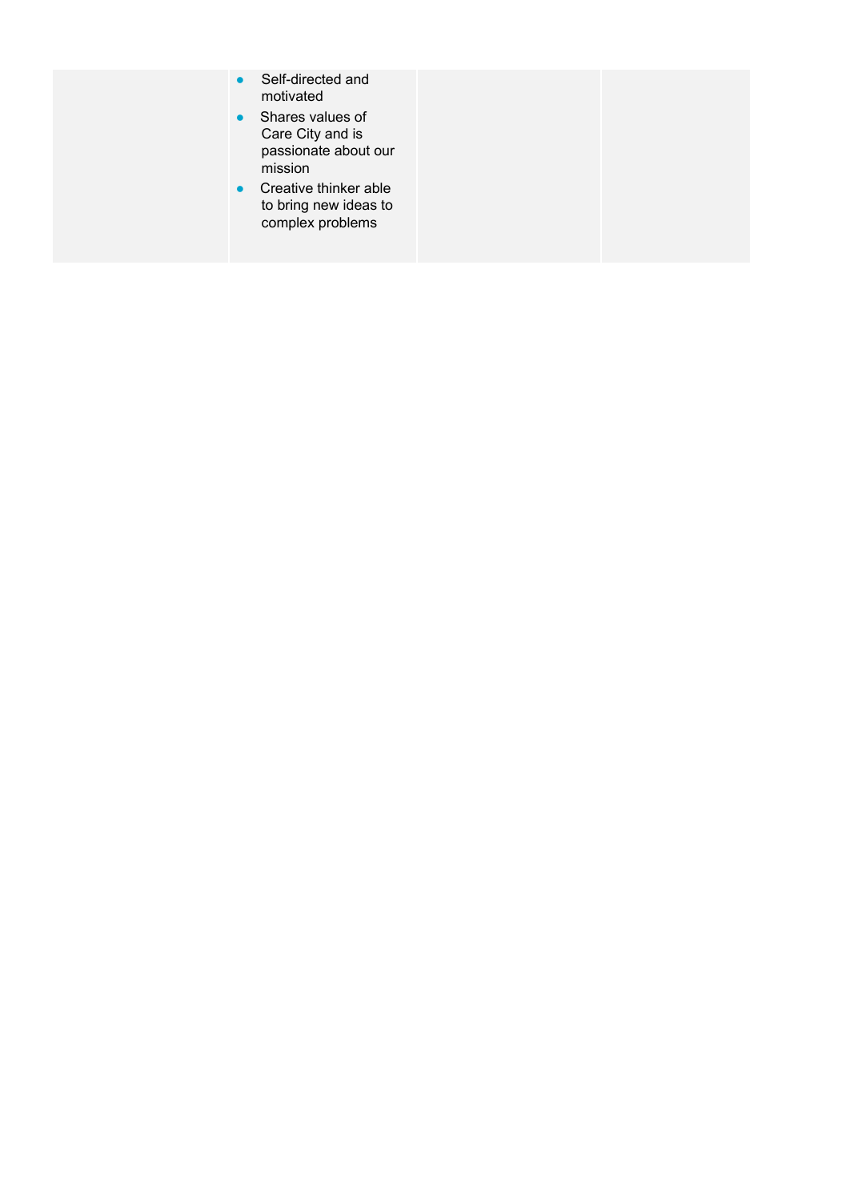| | | | |
|---|---|---|---|
| | • Self-directed and motivated<br>• Shares values of Care City and is passionate about our mission<br>• Creative thinker able to bring new ideas to complex problems | | |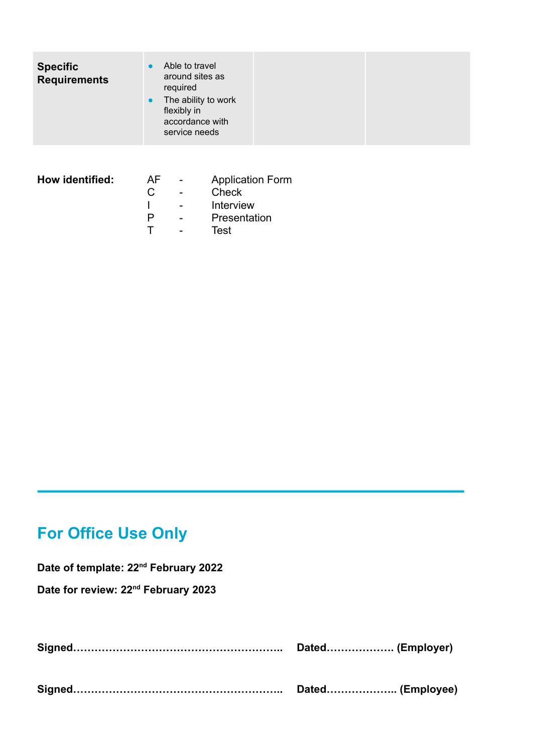| **Specific Requirements** | • Able to travel around sites as required<br>• The ability to work flexibly in accordance with service needs | | |
|---|---|---|---|

**How identified:**

| | | |
|---|---|---|
| AF | - | Application Form |
| C | - | Check |
| I | - | Interview |
| P | - | Presentation |
| T | - | Test |

---

## For Office Use Only

**Date of template: 22nd February 2022**

**Date for review: 22nd February 2023**

**Signed………………………………………………….. Dated………………. (Employer)**

**Signed………………………………………………….. Dated……………….. (Employee)**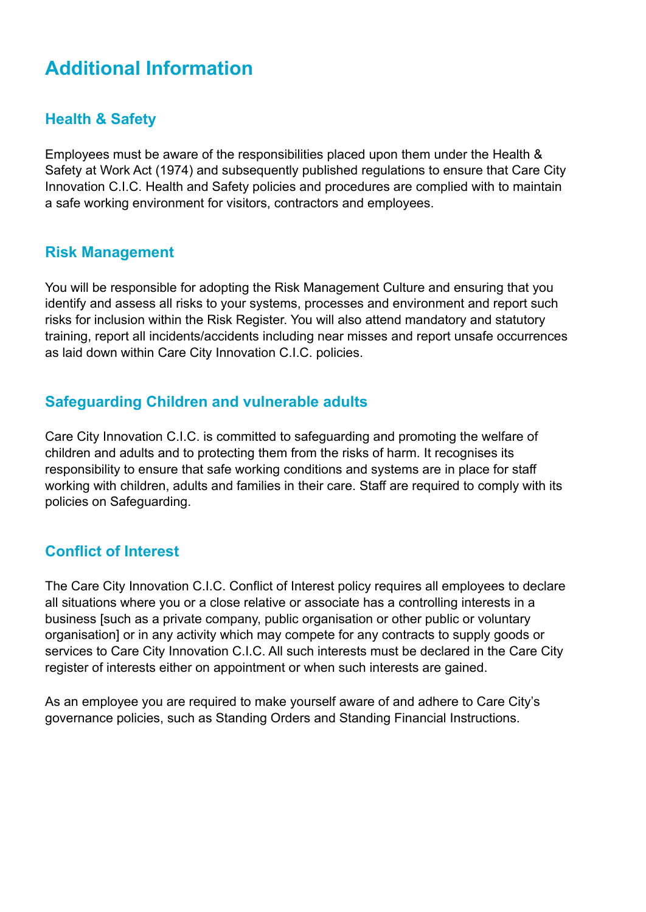# Additional Information

## Health & Safety

Employees must be aware of the responsibilities placed upon them under the Health & Safety at Work Act (1974) and subsequently published regulations to ensure that Care City Innovation C.I.C. Health and Safety policies and procedures are complied with to maintain a safe working environment for visitors, contractors and employees.

## Risk Management

You will be responsible for adopting the Risk Management Culture and ensuring that you identify and assess all risks to your systems, processes and environment and report such risks for inclusion within the Risk Register. You will also attend mandatory and statutory training, report all incidents/accidents including near misses and report unsafe occurrences as laid down within Care City Innovation C.I.C. policies.

## Safeguarding Children and vulnerable adults

Care City Innovation C.I.C. is committed to safeguarding and promoting the welfare of children and adults and to protecting them from the risks of harm. It recognises its responsibility to ensure that safe working conditions and systems are in place for staff working with children, adults and families in their care. Staff are required to comply with its policies on Safeguarding.

## Conflict of Interest

The Care City Innovation C.I.C. Conflict of Interest policy requires all employees to declare all situations where you or a close relative or associate has a controlling interests in a business [such as a private company, public organisation or other public or voluntary organisation] or in any activity which may compete for any contracts to supply goods or services to Care City Innovation C.I.C. All such interests must be declared in the Care City register of interests either on appointment or when such interests are gained.

As an employee you are required to make yourself aware of and adhere to Care City's governance policies, such as Standing Orders and Standing Financial Instructions.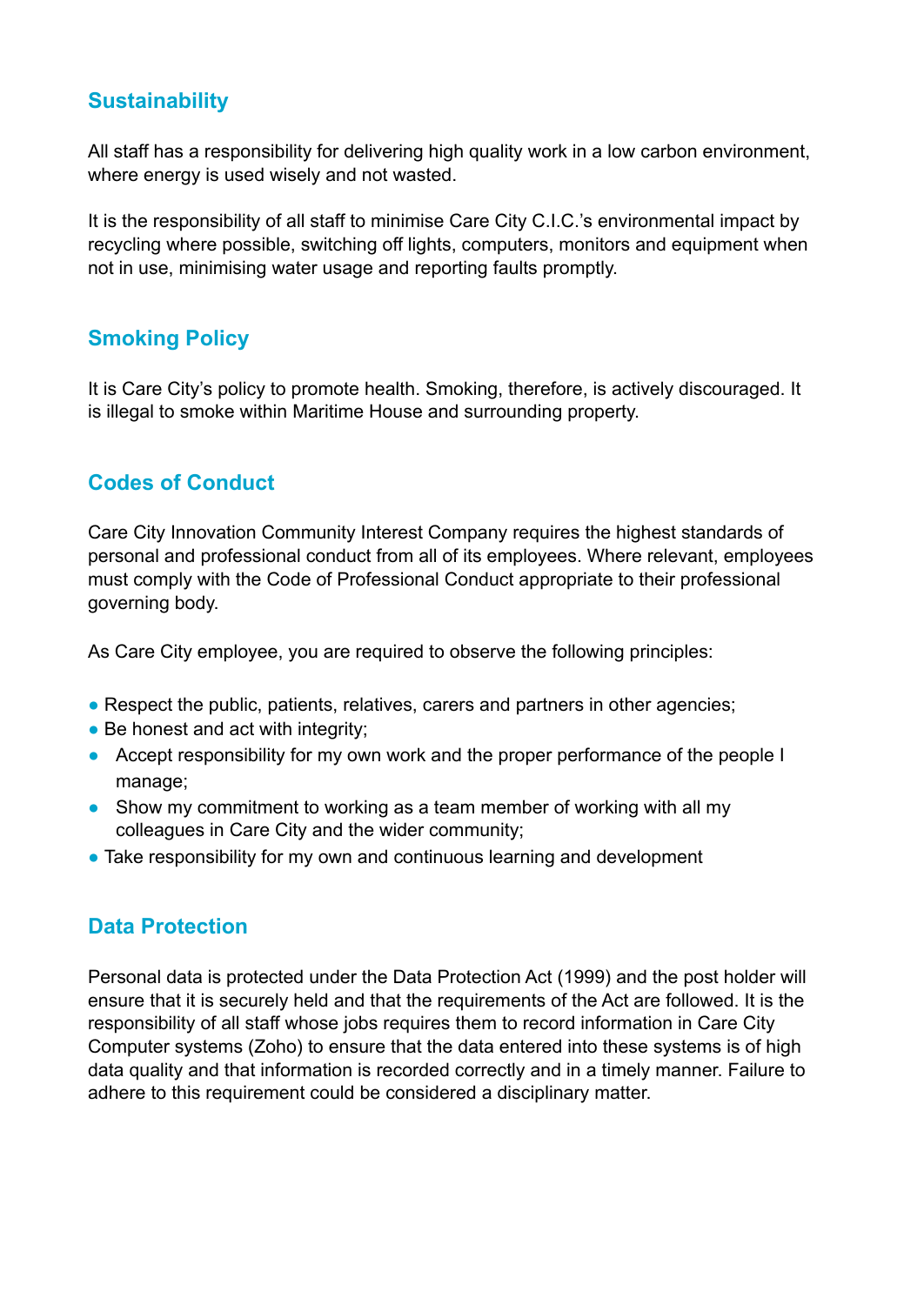## Sustainability

All staff has a responsibility for delivering high quality work in a low carbon environment, where energy is used wisely and not wasted.

It is the responsibility of all staff to minimise Care City C.I.C.'s environmental impact by recycling where possible, switching off lights, computers, monitors and equipment when not in use, minimising water usage and reporting faults promptly.

## Smoking Policy

It is Care City's policy to promote health. Smoking, therefore, is actively discouraged. It is illegal to smoke within Maritime House and surrounding property.

## Codes of Conduct

Care City Innovation Community Interest Company requires the highest standards of personal and professional conduct from all of its employees. Where relevant, employees must comply with the Code of Professional Conduct appropriate to their professional governing body.

As Care City employee, you are required to observe the following principles:

- Respect the public, patients, relatives, carers and partners in other agencies;
- Be honest and act with integrity;
- Accept responsibility for my own work and the proper performance of the people I manage;
- Show my commitment to working as a team member of working with all my colleagues in Care City and the wider community;
- Take responsibility for my own and continuous learning and development

## Data Protection

Personal data is protected under the Data Protection Act (1999) and the post holder will ensure that it is securely held and that the requirements of the Act are followed. It is the responsibility of all staff whose jobs requires them to record information in Care City Computer systems (Zoho) to ensure that the data entered into these systems is of high data quality and that information is recorded correctly and in a timely manner. Failure to adhere to this requirement could be considered a disciplinary matter.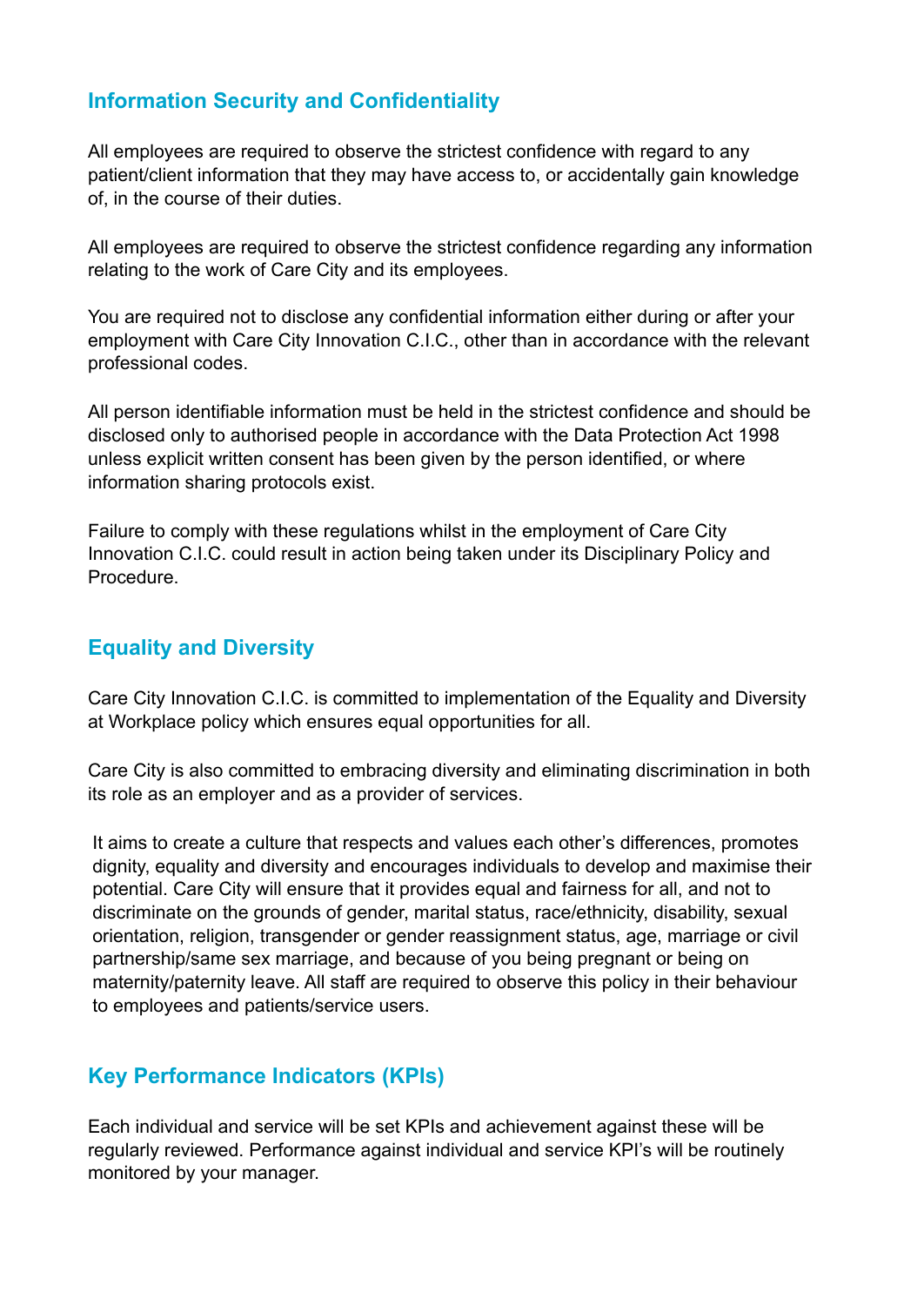## Information Security and Confidentiality

All employees are required to observe the strictest confidence with regard to any patient/client information that they may have access to, or accidentally gain knowledge of, in the course of their duties.

All employees are required to observe the strictest confidence regarding any information relating to the work of Care City and its employees.

You are required not to disclose any confidential information either during or after your employment with Care City Innovation C.I.C., other than in accordance with the relevant professional codes.

All person identifiable information must be held in the strictest confidence and should be disclosed only to authorised people in accordance with the Data Protection Act 1998 unless explicit written consent has been given by the person identified, or where information sharing protocols exist.

Failure to comply with these regulations whilst in the employment of Care City Innovation C.I.C. could result in action being taken under its Disciplinary Policy and Procedure.

## Equality and Diversity

Care City Innovation C.I.C. is committed to implementation of the Equality and Diversity at Workplace policy which ensures equal opportunities for all.

Care City is also committed to embracing diversity and eliminating discrimination in both its role as an employer and as a provider of services.

It aims to create a culture that respects and values each other's differences, promotes dignity, equality and diversity and encourages individuals to develop and maximise their potential. Care City will ensure that it provides equal and fairness for all, and not to discriminate on the grounds of gender, marital status, race/ethnicity, disability, sexual orientation, religion, transgender or gender reassignment status, age, marriage or civil partnership/same sex marriage, and because of you being pregnant or being on maternity/paternity leave. All staff are required to observe this policy in their behaviour to employees and patients/service users.

## Key Performance Indicators (KPIs)

Each individual and service will be set KPIs and achievement against these will be regularly reviewed. Performance against individual and service KPI's will be routinely monitored by your manager.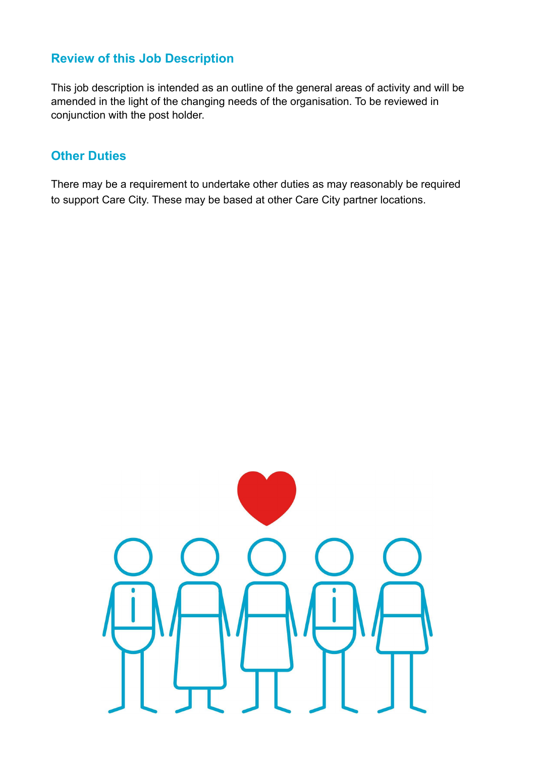## Review of this Job Description

This job description is intended as an outline of the general areas of activity and will be amended in the light of the changing needs of the organisation. To be reviewed in conjunction with the post holder.

## Other Duties

There may be a requirement to undertake other duties as may reasonably be required to support Care City. These may be based at other Care City partner locations.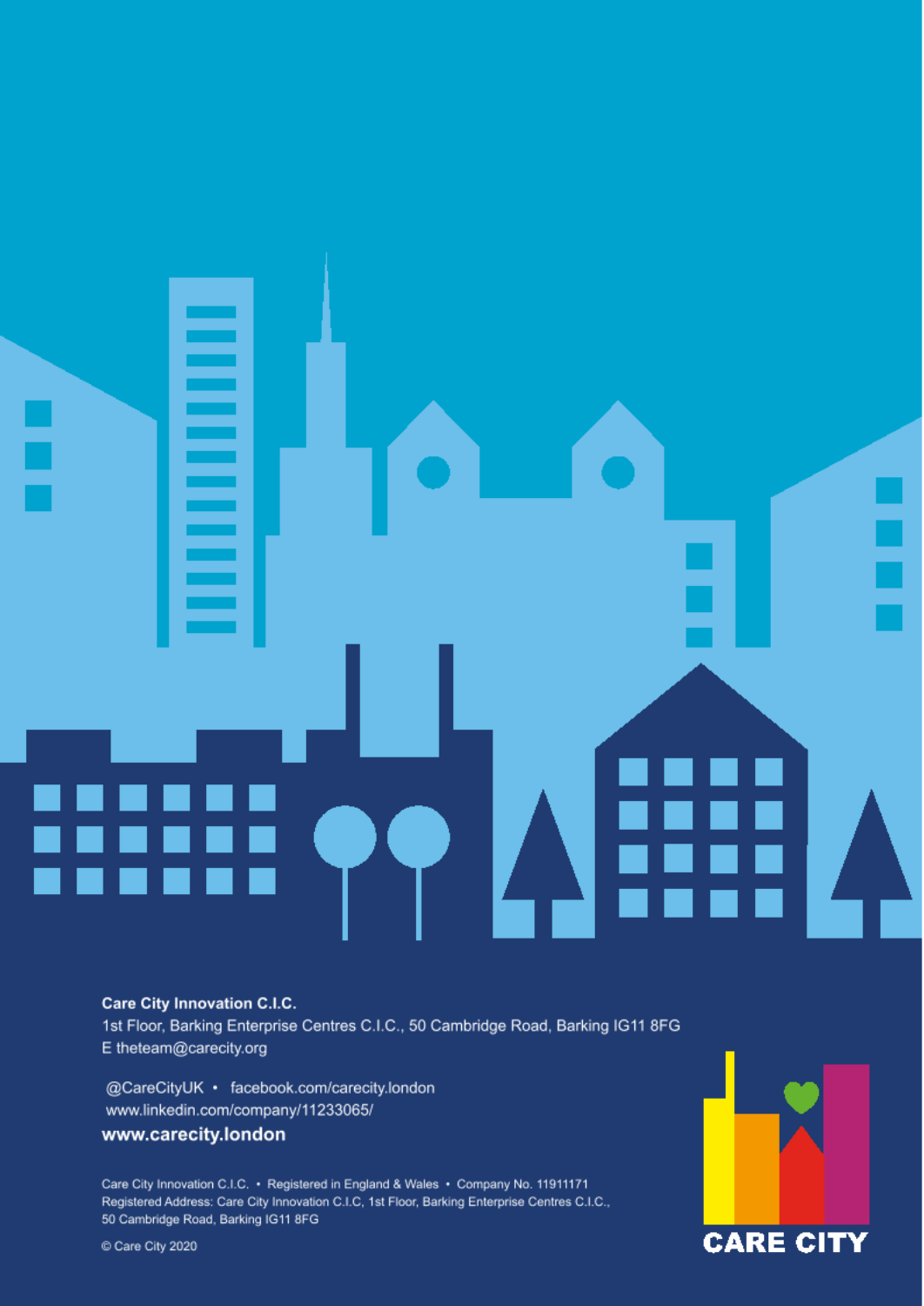**Care City Innovation C.I.C.**
1st Floor, Barking Enterprise Centres C.I.C., 50 Cambridge Road, Barking IG11 8FG
E theteam@carecity.org

@CareCityUK • facebook.com/carecity.london
www.linkedin.com/company/11233065/

**www.carecity.london**

Care City Innovation C.I.C. • Registered in England & Wales • Company No. 11911171
Registered Address: Care City Innovation C.I.C, 1st Floor, Barking Enterprise Centres C.I.C., 50 Cambridge Road, Barking IG11 8FG

© Care City 2020

CARE CITY